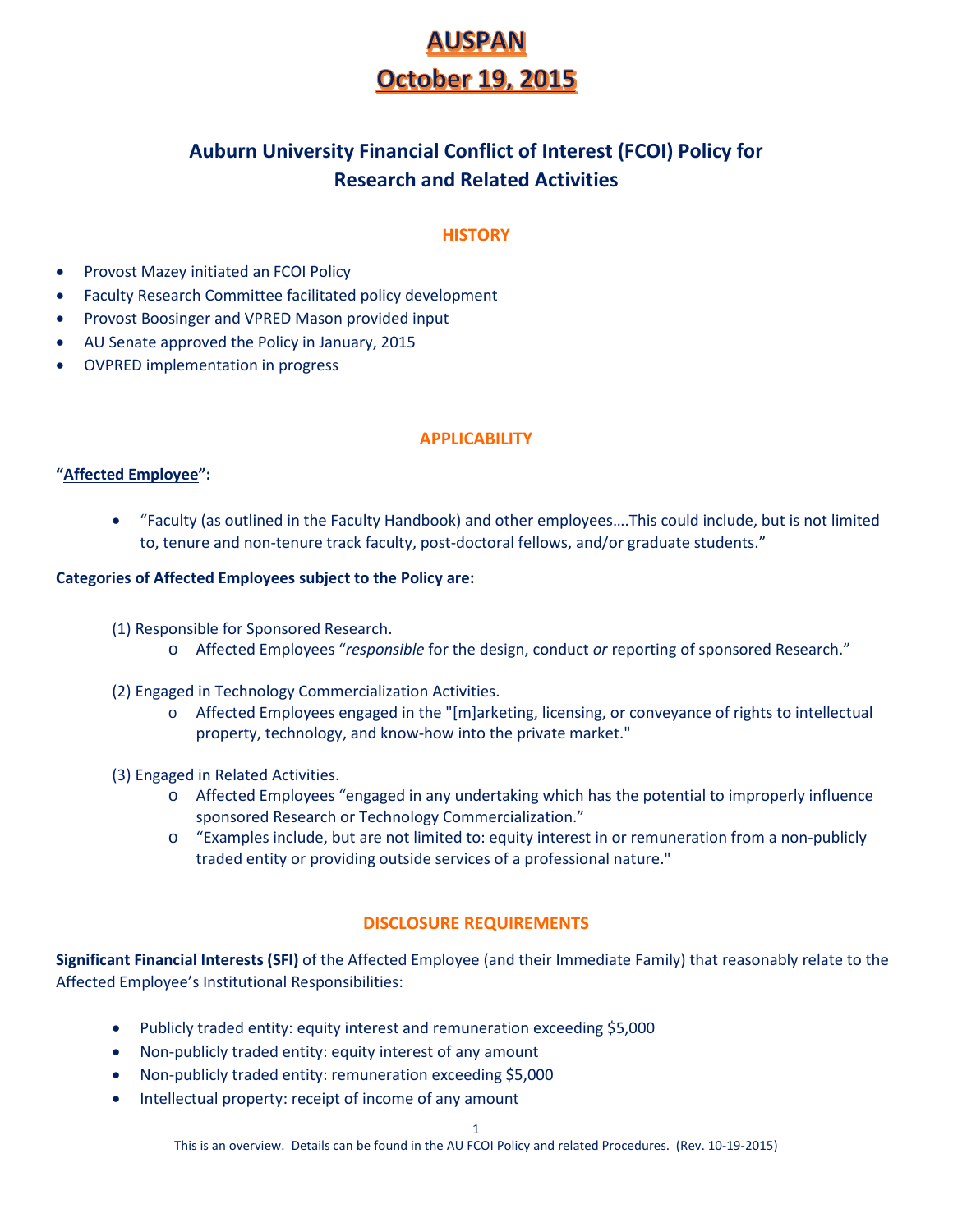# AUSPAN

# October 19, 2015

## Auburn University Financial Conflict of Interest (FCOI) Policy for Research and Related Activities

### HISTORY

- Provost Mazey initiated an FCOI Policy
- Faculty Research Committee facilitated policy development
- Provost Boosinger and VPRED Mason provided input
- AU Senate approved the Policy in January, 2015
- OVPRED implementation in progress

### APPLICABILITY

**"Affected Employee":**

- "Faculty (as outlined in the Faculty Handbook) and other employees….This could include, but is not limited to, tenure and non-tenure track faculty, post-doctoral fellows, and/or graduate students."

**Categories of Affected Employees subject to the Policy are:**

(1) Responsible for Sponsored Research.
   - Affected Employees "*responsible* for the design, conduct *or* reporting of sponsored Research."

(2) Engaged in Technology Commercialization Activities.
   - Affected Employees engaged in the "[m]arketing, licensing, or conveyance of rights to intellectual property, technology, and know-how into the private market."

(3) Engaged in Related Activities.
   - Affected Employees "engaged in any undertaking which has the potential to improperly influence sponsored Research or Technology Commercialization."
   - "Examples include, but are not limited to: equity interest in or remuneration from a non-publicly traded entity or providing outside services of a professional nature."

### DISCLOSURE REQUIREMENTS

**Significant Financial Interests (SFI)** of the Affected Employee (and their Immediate Family) that reasonably relate to the Affected Employee's Institutional Responsibilities:

- Publicly traded entity: equity interest and remuneration exceeding $5,000
- Non-publicly traded entity: equity interest of any amount
- Non-publicly traded entity: remuneration exceeding $5,000
- Intellectual property: receipt of income of any amount

This is an overview. Details can be found in the AU FCOI Policy and related Procedures. (Rev. 10-19-2015)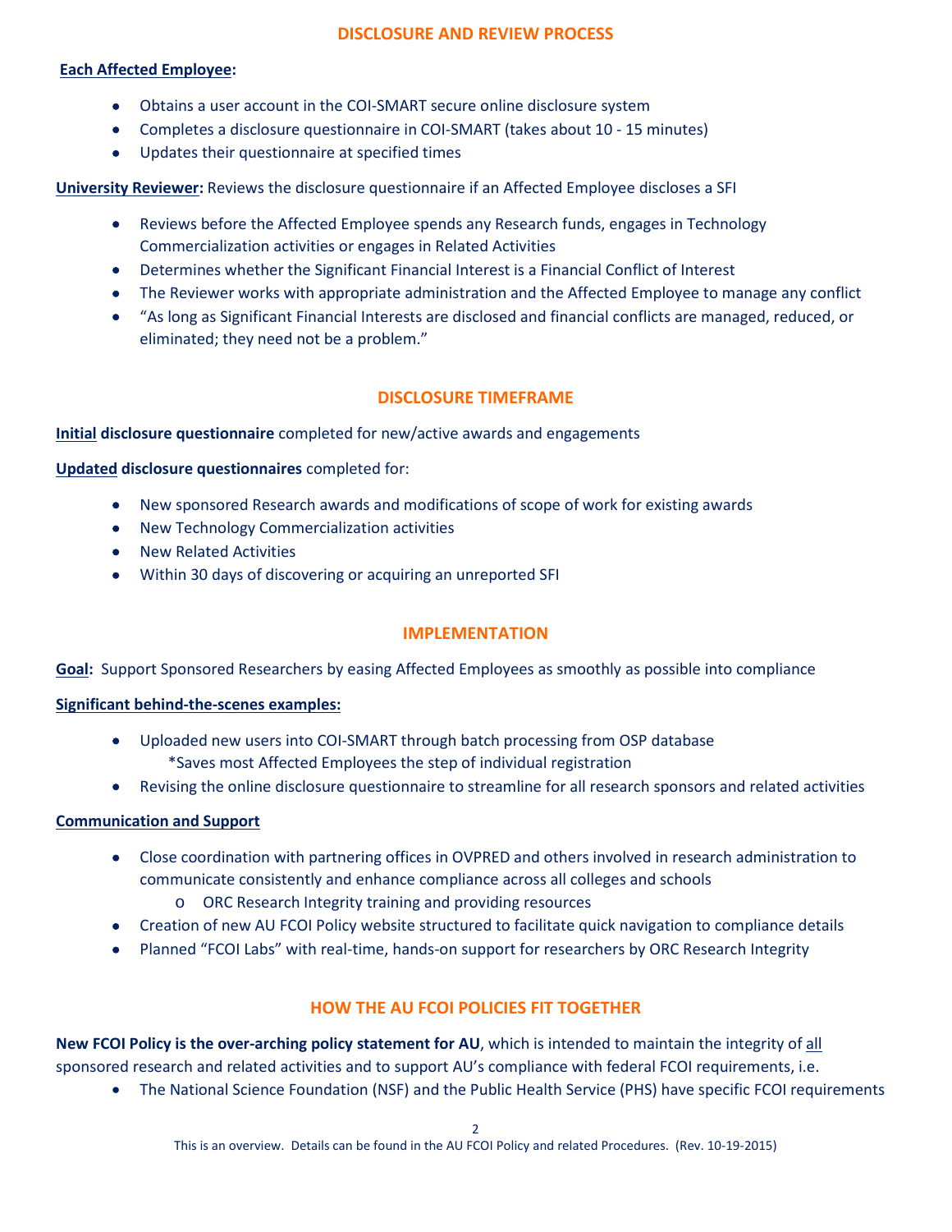## DISCLOSURE AND REVIEW PROCESS

**Each Affected Employee:**

- Obtains a user account in the COI-SMART secure online disclosure system
- Completes a disclosure questionnaire in COI-SMART (takes about 10 - 15 minutes)
- Updates their questionnaire at specified times

**University Reviewer:** Reviews the disclosure questionnaire if an Affected Employee discloses a SFI

- Reviews before the Affected Employee spends any Research funds, engages in Technology Commercialization activities or engages in Related Activities
- Determines whether the Significant Financial Interest is a Financial Conflict of Interest
- The Reviewer works with appropriate administration and the Affected Employee to manage any conflict
- "As long as Significant Financial Interests are disclosed and financial conflicts are managed, reduced, or eliminated; they need not be a problem."

## DISCLOSURE TIMEFRAME

**Initial disclosure questionnaire** completed for new/active awards and engagements

**Updated disclosure questionnaires** completed for:

- New sponsored Research awards and modifications of scope of work for existing awards
- New Technology Commercialization activities
- New Related Activities
- Within 30 days of discovering or acquiring an unreported SFI

## IMPLEMENTATION

**Goal:** Support Sponsored Researchers by easing Affected Employees as smoothly as possible into compliance

**Significant behind-the-scenes examples:**

- Uploaded new users into COI-SMART through batch processing from OSP database
  *Saves most Affected Employees the step of individual registration
- Revising the online disclosure questionnaire to streamline for all research sponsors and related activities

**Communication and Support**

- Close coordination with partnering offices in OVPRED and others involved in research administration to communicate consistently and enhance compliance across all colleges and schools
  - ORC Research Integrity training and providing resources
- Creation of new AU FCOI Policy website structured to facilitate quick navigation to compliance details
- Planned "FCOI Labs" with real-time, hands-on support for researchers by ORC Research Integrity

## HOW THE AU FCOI POLICIES FIT TOGETHER

**New FCOI Policy is the over-arching policy statement for AU**, which is intended to maintain the integrity of all sponsored research and related activities and to support AU's compliance with federal FCOI requirements, i.e.

- The National Science Foundation (NSF) and the Public Health Service (PHS) have specific FCOI requirements

This is an overview. Details can be found in the AU FCOI Policy and related Procedures. (Rev. 10-19-2015)